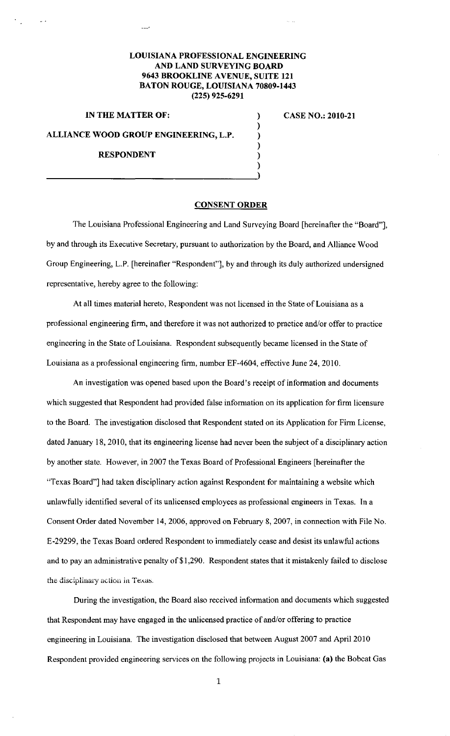**LOUISIANA PROFESSIONAL ENGINEERING AND LAND SURVEYING BOARD**
**9643 BROOKLINE AVENUE, SUITE 121**
**BATON ROUGE, LOUISIANA 70809-1443**
**(225) 925-6291**

**IN THE MATTER OF:**

**ALLIANCE WOOD GROUP ENGINEERING, L.P.**

**RESPONDENT**

**CASE NO.: 2010-21**

## CONSENT ORDER

The Louisiana Professional Engineering and Land Surveying Board [hereinafter the "Board"], by and through its Executive Secretary, pursuant to authorization by the Board, and Alliance Wood Group Engineering, L.P. [hereinafter "Respondent"], by and through its duly authorized undersigned representative, hereby agree to the following:

At all times material hereto, Respondent was not licensed in the State of Louisiana as a professional engineering firm, and therefore it was not authorized to practice and/or offer to practice engineering in the State of Louisiana. Respondent subsequently became licensed in the State of Louisiana as a professional engineering firm, number EF-4604, effective June 24, 2010.

An investigation was opened based upon the Board's receipt of information and documents which suggested that Respondent had provided false information on its application for firm licensure to the Board. The investigation disclosed that Respondent stated on its Application for Firm License, dated January 18, 2010, that its engineering license had never been the subject of a disciplinary action by another state. However, in 2007 the Texas Board of Professional Engineers [hereinafter the "Texas Board"] had taken disciplinary action against Respondent for maintaining a website which unlawfully identified several of its unlicensed employees as professional engineers in Texas. In a Consent Order dated November 14, 2006, approved on February 8, 2007, in connection with File No. E-29299, the Texas Board ordered Respondent to immediately cease and desist its unlawful actions and to pay an administrative penalty of $1,290. Respondent states that it mistakenly failed to disclose the disciplinary action in Texas.

During the investigation, the Board also received information and documents which suggested that Respondent may have engaged in the unlicensed practice of and/or offering to practice engineering in Louisiana. The investigation disclosed that between August 2007 and April 2010 Respondent provided engineering services on the following projects in Louisiana: **(a)** the Bobcat Gas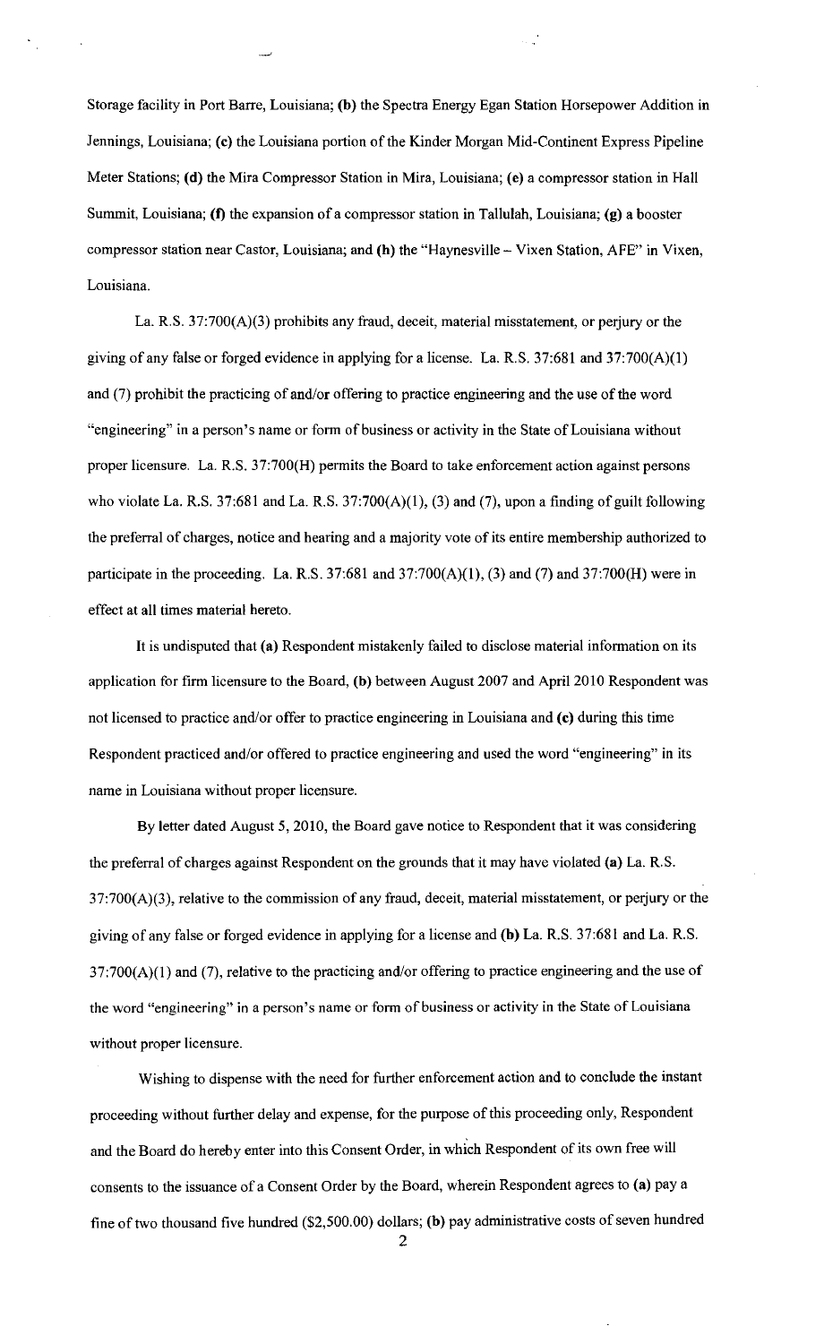Storage facility in Port Barre, Louisiana; **(b)** the Spectra Energy Egan Station Horsepower Addition in Jennings, Louisiana; **(c)** the Louisiana portion of the Kinder Morgan Mid-Continent Express Pipeline Meter Stations; **(d)** the Mira Compressor Station in Mira, Louisiana; **(e)** a compressor station in Hall Summit, Louisiana; **(f)** the expansion of a compressor station in Tallulah, Louisiana; **(g)** a booster compressor station near Castor, Louisiana; and **(h)** the "Haynesville – Vixen Station, AFE" in Vixen, Louisiana.

La. R.S. 37:700(A)(3) prohibits any fraud, deceit, material misstatement, or perjury or the giving of any false or forged evidence in applying for a license. La. R.S. 37:681 and 37:700(A)(1) and (7) prohibit the practicing of and/or offering to practice engineering and the use of the word "engineering" in a person's name or form of business or activity in the State of Louisiana without proper licensure. La. R.S. 37:700(H) permits the Board to take enforcement action against persons who violate La. R.S. 37:681 and La. R.S. 37:700(A)(1), (3) and (7), upon a finding of guilt following the preferral of charges, notice and hearing and a majority vote of its entire membership authorized to participate in the proceeding. La. R.S. 37:681 and 37:700(A)(1), (3) and (7) and 37:700(H) were in effect at all times material hereto.

It is undisputed that **(a)** Respondent mistakenly failed to disclose material information on its application for firm licensure to the Board, **(b)** between August 2007 and April 2010 Respondent was not licensed to practice and/or offer to practice engineering in Louisiana and **(c)** during this time Respondent practiced and/or offered to practice engineering and used the word "engineering" in its name in Louisiana without proper licensure.

By letter dated August 5, 2010, the Board gave notice to Respondent that it was considering the preferral of charges against Respondent on the grounds that it may have violated **(a)** La. R.S. 37:700(A)(3), relative to the commission of any fraud, deceit, material misstatement, or perjury or the giving of any false or forged evidence in applying for a license and **(b)** La. R.S. 37:681 and La. R.S. 37:700(A)(1) and (7), relative to the practicing and/or offering to practice engineering and the use of the word "engineering" in a person's name or form of business or activity in the State of Louisiana without proper licensure.

Wishing to dispense with the need for further enforcement action and to conclude the instant proceeding without further delay and expense, for the purpose of this proceeding only, Respondent and the Board do hereby enter into this Consent Order, in which Respondent of its own free will consents to the issuance of a Consent Order by the Board, wherein Respondent agrees to **(a)** pay a fine of two thousand five hundred ($2,500.00) dollars; **(b)** pay administrative costs of seven hundred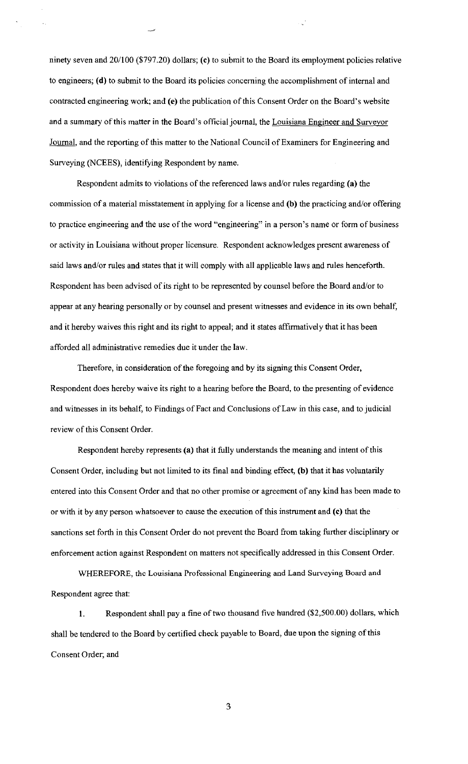ninety seven and 20/100 ($797.20) dollars; **(c)** to submit to the Board its employment policies relative to engineers; **(d)** to submit to the Board its policies concerning the accomplishment of internal and contracted engineering work; and **(e)** the publication of this Consent Order on the Board's website and a summary of this matter in the Board's official journal, the Louisiana Engineer and Surveyor Journal, and the reporting of this matter to the National Council of Examiners for Engineering and Surveying (NCEES), identifying Respondent by name.

Respondent admits to violations of the referenced laws and/or rules regarding **(a)** the commission of a material misstatement in applying for a license and **(b)** the practicing and/or offering to practice engineering and the use of the word "engineering" in a person's name or form of business or activity in Louisiana without proper licensure. Respondent acknowledges present awareness of said laws and/or rules and states that it will comply with all applicable laws and rules henceforth. Respondent has been advised of its right to be represented by counsel before the Board and/or to appear at any hearing personally or by counsel and present witnesses and evidence in its own behalf, and it hereby waives this right and its right to appeal; and it states affirmatively that it has been afforded all administrative remedies due it under the law.

Therefore, in consideration of the foregoing and by its signing this Consent Order, Respondent does hereby waive its right to a hearing before the Board, to the presenting of evidence and witnesses in its behalf, to Findings of Fact and Conclusions of Law in this case, and to judicial review of this Consent Order.

Respondent hereby represents **(a)** that it fully understands the meaning and intent of this Consent Order, including but not limited to its final and binding effect, **(b)** that it has voluntarily entered into this Consent Order and that no other promise or agreement of any kind has been made to or with it by any person whatsoever to cause the execution of this instrument and **(c)** that the sanctions set forth in this Consent Order do not prevent the Board from taking further disciplinary or enforcement action against Respondent on matters not specifically addressed in this Consent Order.

WHEREFORE, the Louisiana Professional Engineering and Land Surveying Board and Respondent agree that:

1. Respondent shall pay a fine of two thousand five hundred ($2,500.00) dollars, which shall be tendered to the Board by certified check payable to Board, due upon the signing of this Consent Order; and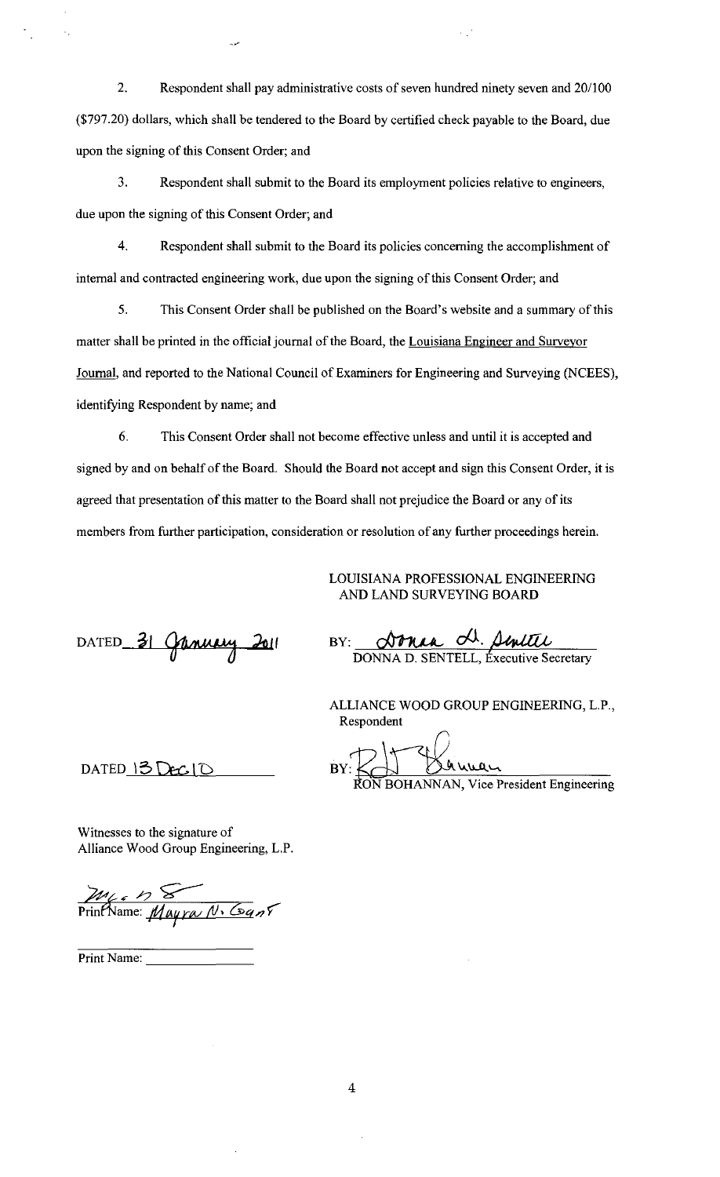2. Respondent shall pay administrative costs of seven hundred ninety seven and 20/100 ($797.20) dollars, which shall be tendered to the Board by certified check payable to the Board, due upon the signing of this Consent Order; and

3. Respondent shall submit to the Board its employment policies relative to engineers, due upon the signing of this Consent Order; and

4. Respondent shall submit to the Board its policies concerning the accomplishment of internal and contracted engineering work, due upon the signing of this Consent Order; and

5. This Consent Order shall be published on the Board's website and a summary of this matter shall be printed in the official journal of the Board, the Louisiana Engineer and Surveyor Journal, and reported to the National Council of Examiners for Engineering and Surveying (NCEES), identifying Respondent by name; and

6. This Consent Order shall not become effective unless and until it is accepted and signed by and on behalf of the Board. Should the Board not accept and sign this Consent Order, it is agreed that presentation of this matter to the Board shall not prejudice the Board or any of its members from further participation, consideration or resolution of any further proceedings herein.

LOUISIANA PROFESSIONAL ENGINEERING AND LAND SURVEYING BOARD

DATED 31 January 2011

BY: Donna D. Sentell
DONNA D. SENTELL, Executive Secretary

ALLIANCE WOOD GROUP ENGINEERING, L.P., Respondent

DATED 13 Dec 10

BY: Ron Bohannan
RON BOHANNAN, Vice President Engineering

Witnesses to the signature of
Alliance Wood Group Engineering, L.P.

Print Name: Mayra N. Grant

Print Name: ____________